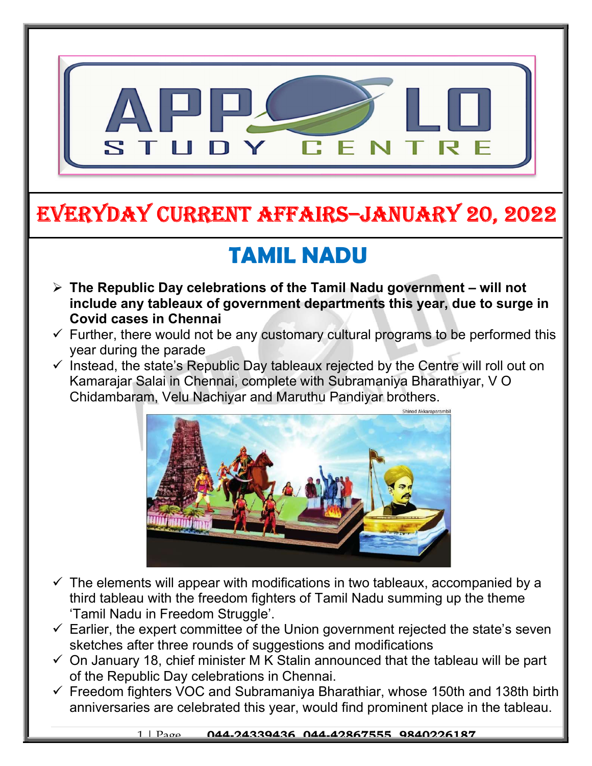# EVERYDAY CURRENT AFFAIRS–JANUARY 20, 2022

## TAMIL NADU

- **The Republic Day celebrations of the Tamil Nadu government – will not include any tableaux of government departments this year, due to surge in Covid cases in Chennai**
  - ✓ Further, there would not be any customary cultural programs to be performed this year during the parade
  - ✓ Instead, the state's Republic Day tableaux rejected by the Centre will roll out on Kamarajar Salai in Chennai, complete with Subramaniya Bharathiyar, V O Chidambaram, Velu Nachiyar and Maruthu Pandiyar brothers.
  - ✓ The elements will appear with modifications in two tableaux, accompanied by a third tableau with the freedom fighters of Tamil Nadu summing up the theme 'Tamil Nadu in Freedom Struggle'.
  - ✓ Earlier, the expert committee of the Union government rejected the state's seven sketches after three rounds of suggestions and modifications
  - ✓ On January 18, chief minister M K Stalin announced that the tableau will be part of the Republic Day celebrations in Chennai.
  - ✓ Freedom fighters VOC and Subramaniya Bharathiar, whose 150th and 138th birth anniversaries are celebrated this year, would find prominent place in the tableau.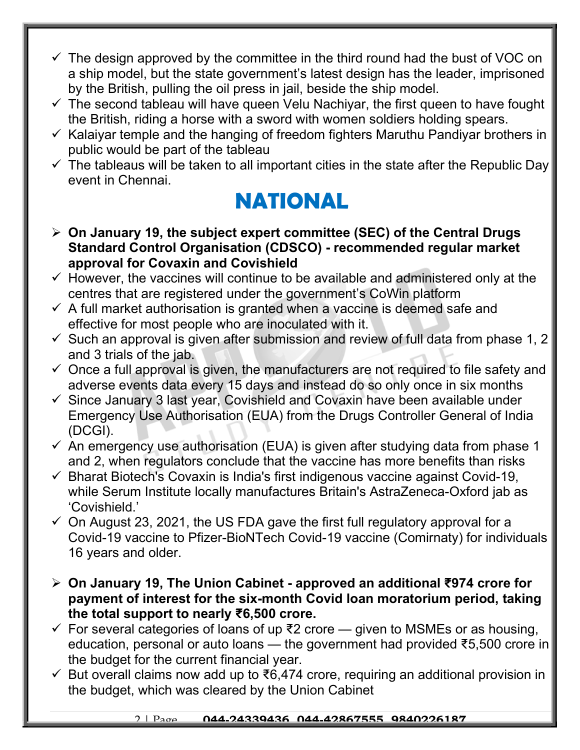- ✓ The design approved by the committee in the third round had the bust of VOC on a ship model, but the state government's latest design has the leader, imprisoned by the British, pulling the oil press in jail, beside the ship model.
- ✓ The second tableau will have queen Velu Nachiyar, the first queen to have fought the British, riding a horse with a sword with women soldiers holding spears.
- ✓ Kalaiyar temple and the hanging of freedom fighters Maruthu Pandiyar brothers in public would be part of the tableau
- ✓ The tableaus will be taken to all important cities in the state after the Republic Day event in Chennai.

# NATIONAL

- **On January 19, the subject expert committee (SEC) of the Central Drugs Standard Control Organisation (CDSCO) - recommended regular market approval for Covaxin and Covishield**
- ✓ However, the vaccines will continue to be available and administered only at the centres that are registered under the government's CoWin platform
- ✓ A full market authorisation is granted when a vaccine is deemed safe and effective for most people who are inoculated with it.
- ✓ Such an approval is given after submission and review of full data from phase 1, 2 and 3 trials of the jab.
- ✓ Once a full approval is given, the manufacturers are not required to file safety and adverse events data every 15 days and instead do so only once in six months
- ✓ Since January 3 last year, Covishield and Covaxin have been available under Emergency Use Authorisation (EUA) from the Drugs Controller General of India (DCGI).
- ✓ An emergency use authorisation (EUA) is given after studying data from phase 1 and 2, when regulators conclude that the vaccine has more benefits than risks
- ✓ Bharat Biotech's Covaxin is India's first indigenous vaccine against Covid-19, while Serum Institute locally manufactures Britain's AstraZeneca-Oxford jab as 'Covishield.'
- ✓ On August 23, 2021, the US FDA gave the first full regulatory approval for a Covid-19 vaccine to Pfizer-BioNTech Covid-19 vaccine (Comirnaty) for individuals 16 years and older.

- **On January 19, The Union Cabinet - approved an additional ₹974 crore for payment of interest for the six-month Covid loan moratorium period, taking the total support to nearly ₹6,500 crore.**
- ✓ For several categories of loans of up ₹2 crore — given to MSMEs or as housing, education, personal or auto loans — the government had provided ₹5,500 crore in the budget for the current financial year.
- ✓ But overall claims now add up to ₹6,474 crore, requiring an additional provision in the budget, which was cleared by the Union Cabinet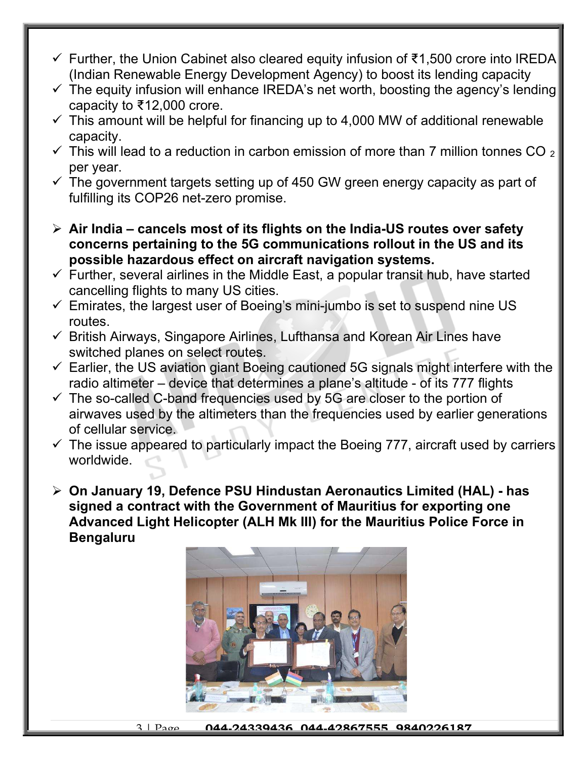- ✓ Further, the Union Cabinet also cleared equity infusion of ₹1,500 crore into IREDA (Indian Renewable Energy Development Agency) to boost its lending capacity
- ✓ The equity infusion will enhance IREDA's net worth, boosting the agency's lending capacity to ₹12,000 crore.
- ✓ This amount will be helpful for financing up to 4,000 MW of additional renewable capacity.
- ✓ This will lead to a reduction in carbon emission of more than 7 million tonnes $CO_2$ per year.
- ✓ The government targets setting up of 450 GW green energy capacity as part of fulfilling its COP26 net-zero promise.

- **Air India – cancels most of its flights on the India-US routes over safety concerns pertaining to the 5G communications rollout in the US and its possible hazardous effect on aircraft navigation systems.**
- ✓ Further, several airlines in the Middle East, a popular transit hub, have started cancelling flights to many US cities.
- ✓ Emirates, the largest user of Boeing's mini-jumbo is set to suspend nine US routes.
- ✓ British Airways, Singapore Airlines, Lufthansa and Korean Air Lines have switched planes on select routes.
- ✓ Earlier, the US aviation giant Boeing cautioned 5G signals might interfere with the radio altimeter – device that determines a plane's altitude - of its 777 flights
- ✓ The so-called C-band frequencies used by 5G are closer to the portion of airwaves used by the altimeters than the frequencies used by earlier generations of cellular service.
- ✓ The issue appeared to particularly impact the Boeing 777, aircraft used by carriers worldwide.

- **On January 19, Defence PSU Hindustan Aeronautics Limited (HAL) - has signed a contract with the Government of Mauritius for exporting one Advanced Light Helicopter (ALH Mk III) for the Mauritius Police Force in Bengaluru**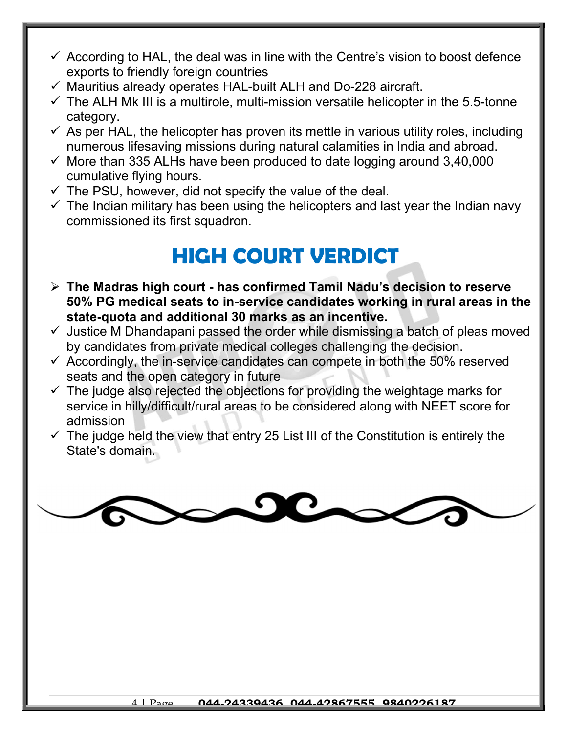- ✓ According to HAL, the deal was in line with the Centre's vision to boost defence exports to friendly foreign countries
- ✓ Mauritius already operates HAL-built ALH and Do-228 aircraft.
- ✓ The ALH Mk III is a multirole, multi-mission versatile helicopter in the 5.5-tonne category.
- ✓ As per HAL, the helicopter has proven its mettle in various utility roles, including numerous lifesaving missions during natural calamities in India and abroad.
- ✓ More than 335 ALHs have been produced to date logging around 3,40,000 cumulative flying hours.
- ✓ The PSU, however, did not specify the value of the deal.
- ✓ The Indian military has been using the helicopters and last year the Indian navy commissioned its first squadron.

# HIGH COURT VERDICT

- ➤ **The Madras high court - has confirmed Tamil Nadu's decision to reserve 50% PG medical seats to in-service candidates working in rural areas in the state-quota and additional 30 marks as an incentive.**
- ✓ Justice M Dhandapani passed the order while dismissing a batch of pleas moved by candidates from private medical colleges challenging the decision.
- ✓ Accordingly, the in-service candidates can compete in both the 50% reserved seats and the open category in future
- ✓ The judge also rejected the objections for providing the weightage marks for service in hilly/difficult/rural areas to be considered along with NEET score for admission
- ✓ The judge held the view that entry 25 List III of the Constitution is entirely the State's domain.